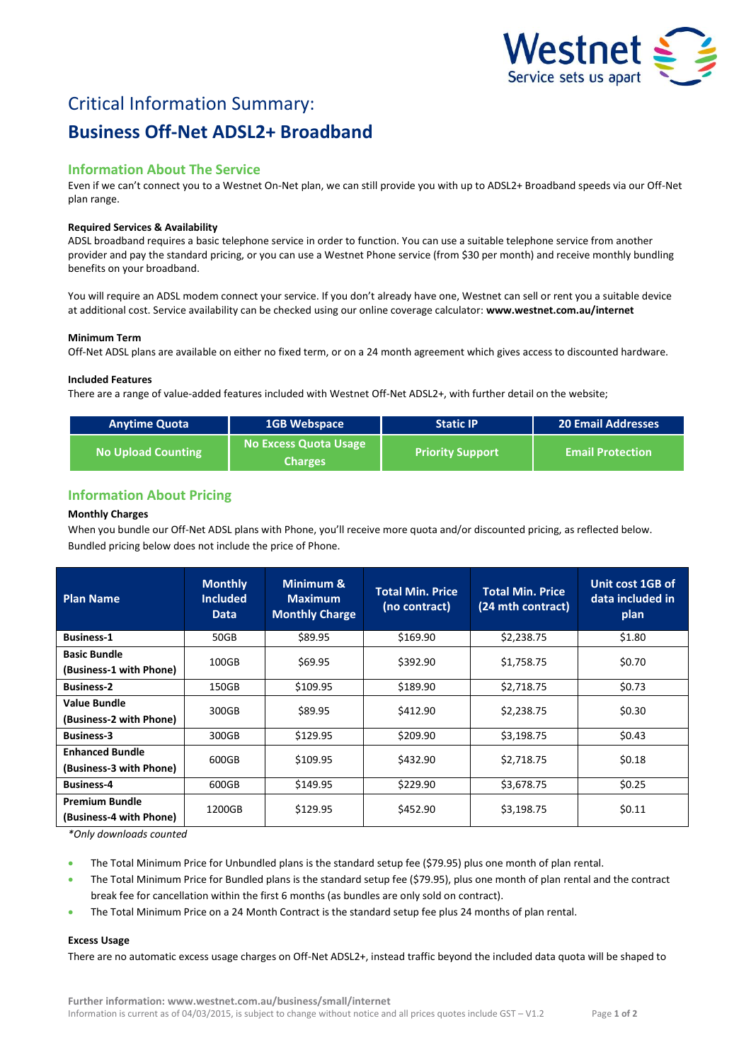# Critical Information Summary:

# Business Off-Net ADSL2+ Broadband

## Information About The Service

Even if we can't connect you to a Westnet On-Net plan, we can still provide you with up to ADSL2+ Broadband speeds via our Off-Net plan range.

**Required Services & Availability**

ADSL broadband requires a basic telephone service in order to function. You can use a suitable telephone service from another provider and pay the standard pricing, or you can use a Westnet Phone service (from $30 per month) and receive monthly bundling benefits on your broadband.

You will require an ADSL modem connect your service. If you don't already have one, Westnet can sell or rent you a suitable device at additional cost. Service availability can be checked using our online coverage calculator: **www.westnet.com.au/internet**

**Minimum Term**

Off-Net ADSL plans are available on either no fixed term, or on a 24 month agreement which gives access to discounted hardware.

**Included Features**

There are a range of value-added features included with Westnet Off-Net ADSL2+, with further detail on the website;

| Anytime Quota | 1GB Webspace | Static IP | 20 Email Addresses |
|---|---|---|---|
| No Upload Counting | No Excess Quota Usage Charges | Priority Support | Email Protection |

## Information About Pricing

**Monthly Charges**

When you bundle our Off-Net ADSL plans with Phone, you'll receive more quota and/or discounted pricing, as reflected below. Bundled pricing below does not include the price of Phone.

| Plan Name | Monthly Included Data | Minimum & Maximum Monthly Charge | Total Min. Price (no contract) | Total Min. Price (24 mth contract) | Unit cost 1GB of data included in plan |
|---|---|---|---|---|---|
| **Business-1** | 50GB | $89.95 | $169.90 | $2,238.75 | $1.80 |
| **Basic Bundle (Business-1 with Phone)** | 100GB | $69.95 | $392.90 | $1,758.75 | $0.70 |
| **Business-2** | 150GB | $109.95 | $189.90 | $2,718.75 | $0.73 |
| **Value Bundle (Business-2 with Phone)** | 300GB | $89.95 | $412.90 | $2,238.75 | $0.30 |
| **Business-3** | 300GB | $129.95 | $209.90 | $3,198.75 | $0.43 |
| **Enhanced Bundle (Business-3 with Phone)** | 600GB | $109.95 | $432.90 | $2,718.75 | $0.18 |
| **Business-4** | 600GB | $149.95 | $229.90 | $3,678.75 | $0.25 |
| **Premium Bundle (Business-4 with Phone)** | 1200GB | $129.95 | $452.90 | $3,198.75 | $0.11 |

*\*Only downloads counted*

- The Total Minimum Price for Unbundled plans is the standard setup fee ($79.95) plus one month of plan rental.
- The Total Minimum Price for Bundled plans is the standard setup fee ($79.95), plus one month of plan rental and the contract break fee for cancellation within the first 6 months (as bundles are only sold on contract).
- The Total Minimum Price on a 24 Month Contract is the standard setup fee plus 24 months of plan rental.

**Excess Usage**

There are no automatic excess usage charges on Off-Net ADSL2+, instead traffic beyond the included data quota will be shaped to

Further information: www.westnet.com.au/business/small/internet
Information is current as of 04/03/2015, is subject to change without notice and all prices quotes include GST – V1.2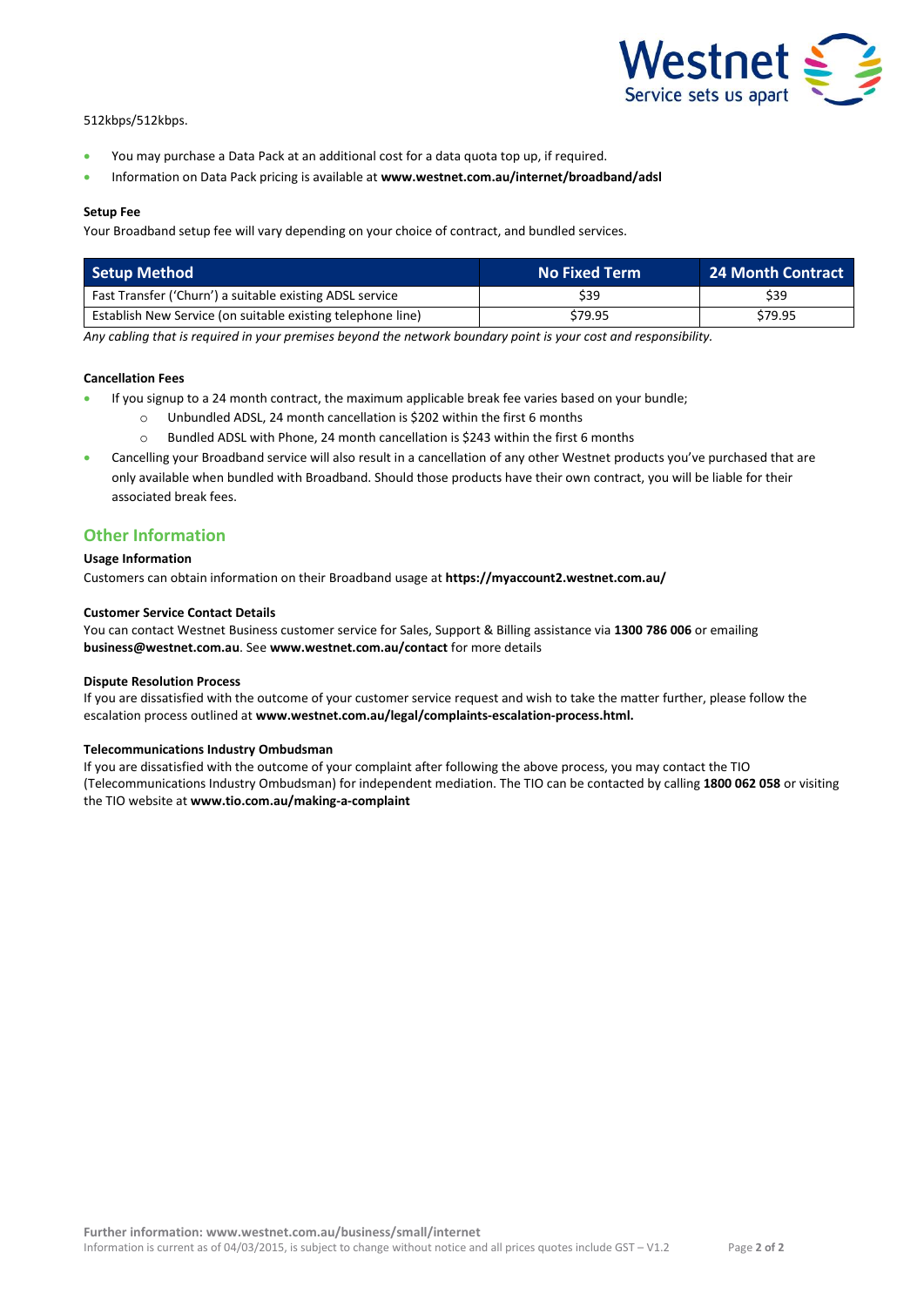512kbps/512kbps.

- You may purchase a Data Pack at an additional cost for a data quota top up, if required.
- Information on Data Pack pricing is available at **www.westnet.com.au/internet/broadband/adsl**

**Setup Fee**

Your Broadband setup fee will vary depending on your choice of contract, and bundled services.

| Setup Method | No Fixed Term | 24 Month Contract |
|---|---|---|
| Fast Transfer ('Churn') a suitable existing ADSL service | $39 | $39 |
| Establish New Service (on suitable existing telephone line) | $79.95 | $79.95 |

*Any cabling that is required in your premises beyond the network boundary point is your cost and responsibility.*

**Cancellation Fees**

- If you signup to a 24 month contract, the maximum applicable break fee varies based on your bundle;
  - Unbundled ADSL, 24 month cancellation is $202 within the first 6 months
  - Bundled ADSL with Phone, 24 month cancellation is $243 within the first 6 months
- Cancelling your Broadband service will also result in a cancellation of any other Westnet products you've purchased that are only available when bundled with Broadband. Should those products have their own contract, you will be liable for their associated break fees.

## Other Information

**Usage Information**

Customers can obtain information on their Broadband usage at **https://myaccount2.westnet.com.au/**

**Customer Service Contact Details**

You can contact Westnet Business customer service for Sales, Support & Billing assistance via **1300 786 006** or emailing **business@westnet.com.au**. See **www.westnet.com.au/contact** for more details

**Dispute Resolution Process**

If you are dissatisfied with the outcome of your customer service request and wish to take the matter further, please follow the escalation process outlined at **www.westnet.com.au/legal/complaints-escalation-process.html.**

**Telecommunications Industry Ombudsman**

If you are dissatisfied with the outcome of your complaint after following the above process, you may contact the TIO (Telecommunications Industry Ombudsman) for independent mediation. The TIO can be contacted by calling **1800 062 058** or visiting the TIO website at **www.tio.com.au/making-a-complaint**

**Further information: www.westnet.com.au/business/small/internet**

Information is current as of 04/03/2015, is subject to change without notice and all prices quotes include GST – V1.2